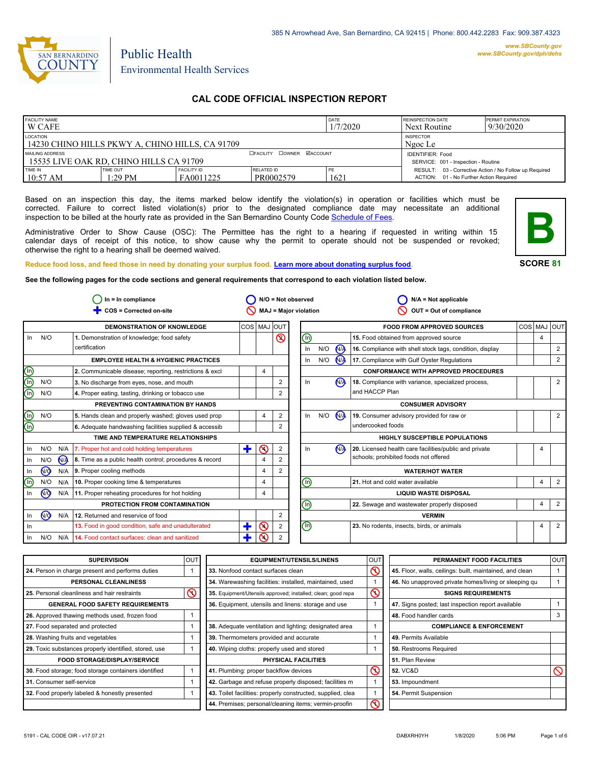385 N Arrowhead Ave, San Bernardino, CA 92415 | Phone: 800.442.2283 Fax: 909.387.4323

www.SBCounty.gov
www.SBCounty.gov/dph/dehs

SAN BERNARDINO COUNTY

Public Health
Environmental Health Services

# CAL CODE OFFICIAL INSPECTION REPORT

| FACILITY NAME | | | | DATE | REINSPECTION DATE | PERMIT EXPIRATION |
|---|---|---|---|---|---|---|
| W CAFE | | | | 1/7/2020 | Next Routine | 9/30/2020 |
| LOCATION | | | | | INSPECTOR | |
| 14230 CHINO HILLS PKWY A, CHINO HILLS, CA 91709 | | | | | Ngoc Le | |
| MAILING ADDRESS | | | ☐FACILITY ☐OWNER ☑ACCOUNT | | IDENTIFIER: Food | |
| 15535 LIVE OAK RD, CHINO HILLS CA 91709 | | | | | SERVICE: 001 - Inspection - Routine | |
| TIME IN | TIME OUT | FACILITY ID | RELATED ID | PE | RESULT: 03 - Corrective Action / No Follow up Required | |
| 10:57 AM | 1:29 PM | FA0011225 | PR0002579 | 1621 | ACTION: 01 - No Further Action Required | |

Based on an inspection this day, the items marked below identify the violation(s) in operation or facilities which must be corrected. Failure to correct listed violation(s) prior to the designated compliance date may necessitate an additional inspection to be billed at the hourly rate as provided in the San Bernardino County Code Schedule of Fees.

Administrative Order to Show Cause (OSC): The Permittee has the right to a hearing if requested in writing within 15 calendar days of receipt of this notice, to show cause why the permit to operate should not be suspended or revoked; otherwise the right to a hearing shall be deemed waived.

**B**

**SCORE 81**

Reduce food loss, and feed those in need by donating your surplus food. Learn more about donating surplus food.

**See the following pages for the code sections and general requirements that correspond to each violation listed below.**

In = In compliance | N/O = Not observed | N/A = Not applicable
COS = Corrected on-site | MAJ = Major violation | OUT = Out of compliance

| | | | DEMONSTRATION OF KNOWLEDGE | COS | MAJ | OUT |
|---|---|---|---|---|---|---|
| In | N/O | | 1. Demonstration of knowledge; food safety certification | | | ⊘ 2 |
| | | | **EMPLOYEE HEALTH & HYGIENIC PRACTICES** | | | |
| **In** | | | 2. Communicable disease; reporting, restrictions & excl | | 4 | |
| **In** | N/O | | 3. No discharge from eyes, nose, and mouth | | | 2 |
| **In** | N/O | | 4. Proper eating, tasting, drinking or tobacco use | | | 2 |
| | | | **PREVENTING CONTAMINATION BY HANDS** | | | |
| **In** | N/O | | 5. Hands clean and properly washed; gloves used prop | | 4 | 2 |
| **In** | | | 6. Adequate handwashing facilities supplied & accessib | | | 2 |
| | | | **TIME AND TEMPERATURE RELATIONSHIPS** | | | |
| In | N/O | N/A | 7. Proper hot and cold holding temperatures | ✚ | ⊘ 4 | 2 |
| In | N/O | **N/A** | 8. Time as a public health control; procedures & record | | 4 | 2 |
| In | **N/O** | N/A | 9. Proper cooling methods | | 4 | 2 |
| **In** | N/O | N/A | 10. Proper cooking time & temperatures | | 4 | |
| In | **N/O** | N/A | 11. Proper reheating procedures for hot holding | | 4 | |
| | | | **PROTECTION FROM CONTAMINATION** | | | |
| In | **N/O** | N/A | 12. Returned and reservice of food | | | 2 |
| In | | | 13. Food in good condition, safe and unadulterated | ✚ | ⊘ 4 | 2 |
| In | N/O | N/A | 14. Food contact surfaces: clean and sanitized | ✚ | ⊘ 4 | 2 |

| | | | FOOD FROM APPROVED SOURCES | COS | MAJ | OUT |
|---|---|---|---|---|---|---|
| **In** | | | 15. Food obtained from approved source | | 4 | |
| In | N/O | **N/A** | 16. Compliance with shell stock tags, condition, display | | | 2 |
| In | N/O | **N/A** | 17. Compliance with Gulf Oyster Regulations | | | 2 |
| | | | **CONFORMANCE WITH APPROVED PROCEDURES** | | | |
| In | | **N/A** | 18. Compliance with variance, specialized process, and HACCP Plan | | | 2 |
| | | | **CONSUMER ADVISORY** | | | |
| In | N/O | **N/A** | 19. Consumer advisory provided for raw or undercooked foods | | | 2 |
| | | | **HIGHLY SUSCEPTIBLE POPULATIONS** | | | |
| In | | **N/A** | 20. Licensed health care facilities/public and private schools; prohibited foods not offered | | 4 | |
| | | | **WATER/HOT WATER** | | | |
| **In** | | | 21. Hot and cold water available | | 4 | 2 |
| | | | **LIQUID WASTE DISPOSAL** | | | |
| **In** | | | 22. Sewage and wastewater properly disposed | | 4 | 2 |
| | | | **VERMIN** | | | |
| **In** | | | 23. No rodents, insects, birds, or animals | | 4 | 2 |

| SUPERVISION | OUT |
|---|---|
| 24. Person in charge present and performs duties | 1 |
| **PERSONAL CLEANLINESS** | |
| 25. Personal cleanliness and hair restraints | ⊘ |
| **GENERAL FOOD SAFETY REQUIREMENTS** | |
| 26. Approved thawing methods used, frozen food | 1 |
| 27. Food separated and protected | 1 |
| 28. Washing fruits and vegetables | 1 |
| 29. Toxic substances properly identified, stored, use | 1 |
| **FOOD STORAGE/DISPLAY/SERVICE** | |
| 30. Food storage; food storage containers identified | 1 |
| 31. Consumer self-service | 1 |
| 32. Food properly labeled & honestly presented | 1 |

| EQUIPMENT/UTENSILS/LINENS | OUT |
|---|---|
| 33. Nonfood contact surfaces clean | ⊘ |
| 34. Warewashing facilities: installed, maintained, used | 1 |
| 35. Equipment/Utensils approved; installed; clean; good repa | ⊘ |
| 36. Equipment, utensils and linens: storage and use | 1 |
| | |
| 38. Adequate ventilation and lighting; designated area | 1 |
| 39. Thermometers provided and accurate | 1 |
| 40. Wiping cloths: properly used and stored | 1 |
| **PHYSICAL FACILITIES** | |
| 41. Plumbing: proper backflow devices | ⊘ |
| 42. Garbage and refuse properly disposed; facilities m | 1 |
| 43. Toilet facilities: properly constructed, supplied, clea | 1 |
| 44. Premises; personal/cleaning items; vermin-proofin | ⊘ |

| PERMANENT FOOD FACILITIES | OUT |
|---|---|
| 45. Floor, walls, ceilings: built, maintained, and clean | 1 |
| 46. No unapproved private homes/living or sleeping qu | 1 |
| **SIGNS REQUIREMENTS** | |
| 47. Signs posted; last inspection report available | 1 |
| 48. Food handler cards | 3 |
| **COMPLIANCE & ENFORCEMENT** | |
| 49. Permits Available | |
| 50. Restrooms Required | |
| 51. Plan Review | |
| 52. VC&D | ⊘ |
| 53. Impoundment | |
| 54. Permit Suspension | |

5191 - CAL CODE OIR - v17.07.21 | DABXRH0YH | 1/8/2020 | 5:06 PM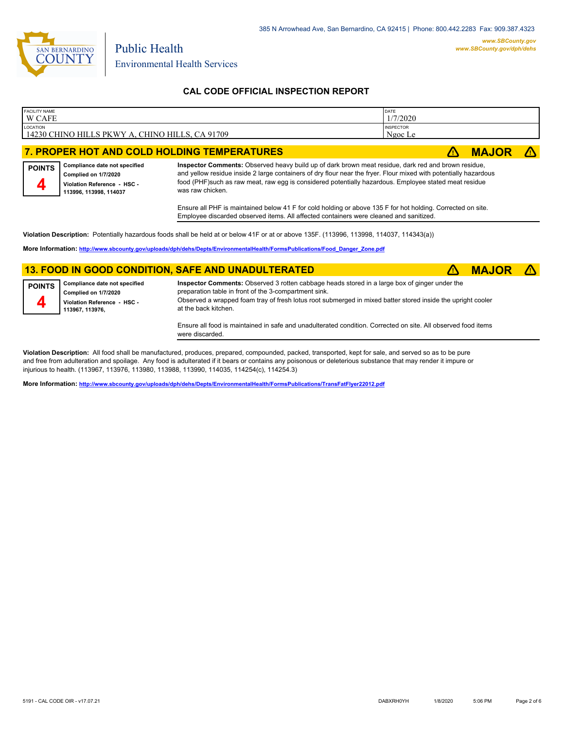385 N Arrowhead Ave, San Bernardino, CA 92415 | Phone: 800.442.2283 Fax: 909.387.4323

www.SBCounty.gov
www.SBCounty.gov/dph/dehs

SAN BERNARDINO COUNTY

Public Health
Environmental Health Services

## CAL CODE OFFICIAL INSPECTION REPORT

| FACILITY NAME | DATE |
|---|---|
| W CAFE | 1/7/2020 |
| **LOCATION** | **INSPECTOR** |
| 14230 CHINO HILLS PKWY A, CHINO HILLS, CA 91709 | Ngoc Le |

### 7. PROPER HOT AND COLD HOLDING TEMPERATURES — ⚠ MAJOR ⚠

**POINTS 4**

**Compliance date not specified**
**Complied on 1/7/2020**
**Violation Reference - HSC - 113996, 113998, 114037**

**Inspector Comments:** Observed heavy build up of dark brown meat residue, dark red and brown residue, and yellow residue inside 2 large containers of dry flour near the fryer. Flour mixed with potentially hazardous food (PHF)such as raw meat, raw egg is considered potentially hazardous. Employee stated meat residue was raw chicken.

Ensure all PHF is maintained below 41 F for cold holding or above 135 F for hot holding. Corrected on site. Employee discarded observed items. All affected containers were cleaned and sanitized.

**Violation Description:** Potentially hazardous foods shall be held at or below 41F or at or above 135F. (113996, 113998, 114037, 114343(a))

**More Information:** http://www.sbcounty.gov/uploads/dph/dehs/Depts/EnvironmentalHealth/FormsPublications/Food_Danger_Zone.pdf

### 13. FOOD IN GOOD CONDITION, SAFE AND UNADULTERATED — ⚠ MAJOR ⚠

**POINTS 4**

**Compliance date not specified**
**Complied on 1/7/2020**
**Violation Reference - HSC - 113967, 113976,**

**Inspector Comments:** Observed 3 rotten cabbage heads stored in a large box of ginger under the preparation table in front of the 3-compartment sink.
Observed a wrapped foam tray of fresh lotus root submerged in mixed batter stored inside the upright cooler at the back kitchen.

Ensure all food is maintained in safe and unadulterated condition. Corrected on site. All observed food items were discarded.

**Violation Description:** All food shall be manufactured, produces, prepared, compounded, packed, transported, kept for sale, and served so as to be pure and free from adulteration and spoilage. Any food is adulterated if it bears or contains any poisonous or deleterious substance that may render it impure or injurious to health. (113967, 113976, 113980, 113988, 113990, 114035, 114254(c), 114254.3)

**More Information:** http://www.sbcounty.gov/uploads/dph/dehs/Depts/EnvironmentalHealth/FormsPublications/TransFatFlyer22012.pdf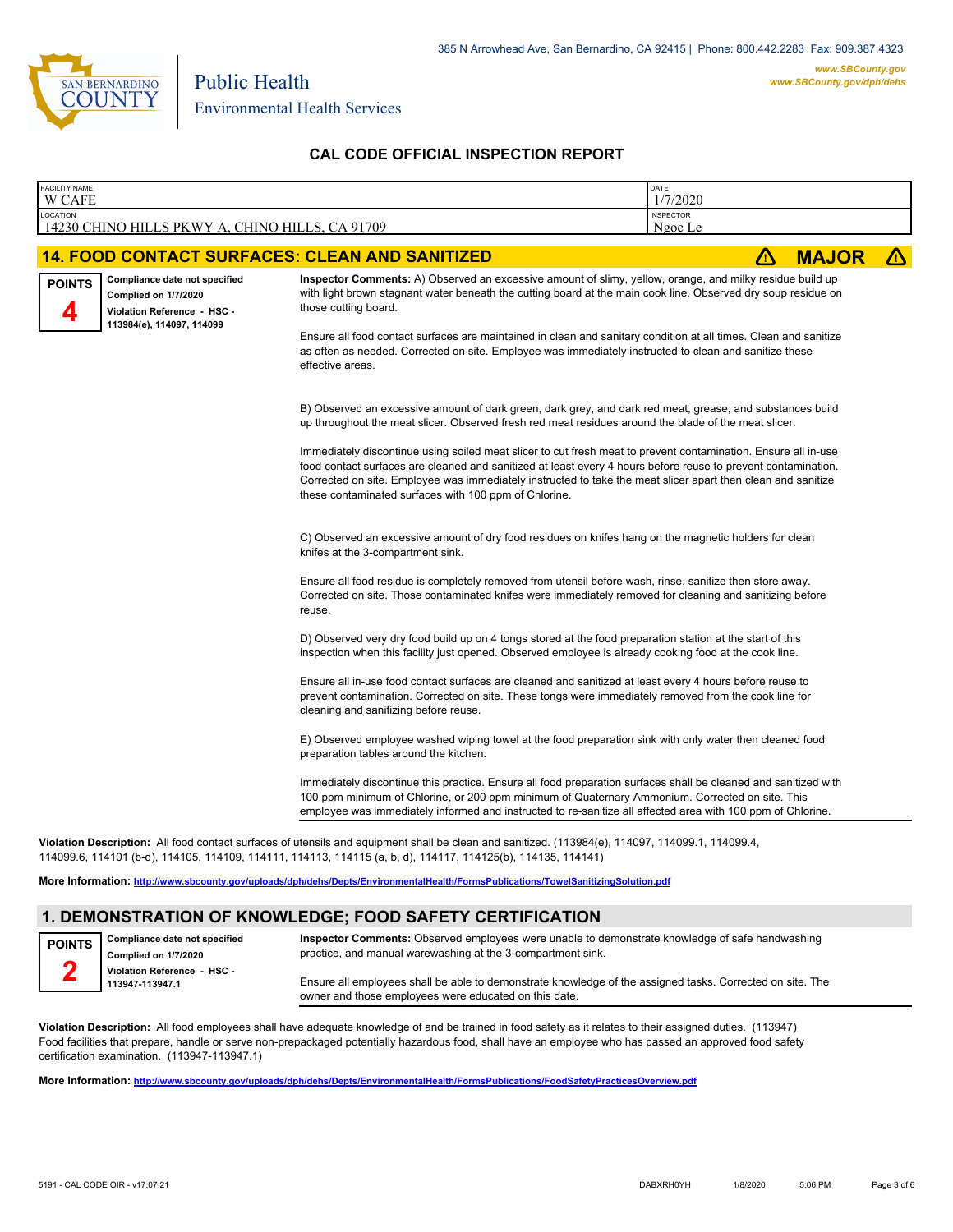## CAL CODE OFFICIAL INSPECTION REPORT

| FACILITY NAME | DATE |
| --- | --- |
| W CAFE | 1/7/2020 |
| LOCATION | INSPECTOR |
| 14230 CHINO HILLS PKWY A, CHINO HILLS, CA 91709 | Ngoc Le |

## 14. FOOD CONTACT SURFACES: CLEAN AND SANITIZED — MAJOR

**POINTS 4**

**Compliance date not specified**
**Complied on 1/7/2020**
**Violation Reference - HSC - 113984(e), 114097, 114099**

**Inspector Comments:** A) Observed an excessive amount of slimy, yellow, orange, and milky residue build up with light brown stagnant water beneath the cutting board at the main cook line. Observed dry soup residue on those cutting board.

Ensure all food contact surfaces are maintained in clean and sanitary condition at all times. Clean and sanitize as often as needed. Corrected on site. Employee was immediately instructed to clean and sanitize these effective areas.

B) Observed an excessive amount of dark green, dark grey, and dark red meat, grease, and substances build up throughout the meat slicer. Observed fresh red meat residues around the blade of the meat slicer.

Immediately discontinue using soiled meat slicer to cut fresh meat to prevent contamination. Ensure all in-use food contact surfaces are cleaned and sanitized at least every 4 hours before reuse to prevent contamination. Corrected on site. Employee was immediately instructed to take the meat slicer apart then clean and sanitize these contaminated surfaces with 100 ppm of Chlorine.

C) Observed an excessive amount of dry food residues on knifes hang on the magnetic holders for clean knifes at the 3-compartment sink.

Ensure all food residue is completely removed from utensil before wash, rinse, sanitize then store away. Corrected on site. Those contaminated knifes were immediately removed for cleaning and sanitizing before reuse.

D) Observed very dry food build up on 4 tongs stored at the food preparation station at the start of this inspection when this facility just opened. Observed employee is already cooking food at the cook line.

Ensure all in-use food contact surfaces are cleaned and sanitized at least every 4 hours before reuse to prevent contamination. Corrected on site. These tongs were immediately removed from the cook line for cleaning and sanitizing before reuse.

E) Observed employee washed wiping towel at the food preparation sink with only water then cleaned food preparation tables around the kitchen.

Immediately discontinue this practice. Ensure all food preparation surfaces shall be cleaned and sanitized with 100 ppm minimum of Chlorine, or 200 ppm minimum of Quaternary Ammonium. Corrected on site. This employee was immediately informed and instructed to re-sanitize all affected area with 100 ppm of Chlorine.

**Violation Description:** All food contact surfaces of utensils and equipment shall be clean and sanitized. (113984(e), 114097, 114099.1, 114099.4, 114099.6, 114101 (b-d), 114105, 114109, 114111, 114113, 114115 (a, b, d), 114117, 114125(b), 114135, 114141)

**More Information:** http://www.sbcounty.gov/uploads/dph/dehs/Depts/EnvironmentalHealth/FormsPublications/TowelSanitizingSolution.pdf

## 1. DEMONSTRATION OF KNOWLEDGE; FOOD SAFETY CERTIFICATION

**POINTS 2**

**Compliance date not specified**
**Complied on 1/7/2020**
**Violation Reference - HSC - 113947-113947.1**

**Inspector Comments:** Observed employees were unable to demonstrate knowledge of safe handwashing practice, and manual warewashing at the 3-compartment sink.

Ensure all employees shall be able to demonstrate knowledge of the assigned tasks. Corrected on site. The owner and those employees were educated on this date.

**Violation Description:** All food employees shall have adequate knowledge of and be trained in food safety as it relates to their assigned duties. (113947) Food facilities that prepare, handle or serve non-prepackaged potentially hazardous food, shall have an employee who has passed an approved food safety certification examination. (113947-113947.1)

**More Information:** http://www.sbcounty.gov/uploads/dph/dehs/Depts/EnvironmentalHealth/FormsPublications/FoodSafetyPracticesOverview.pdf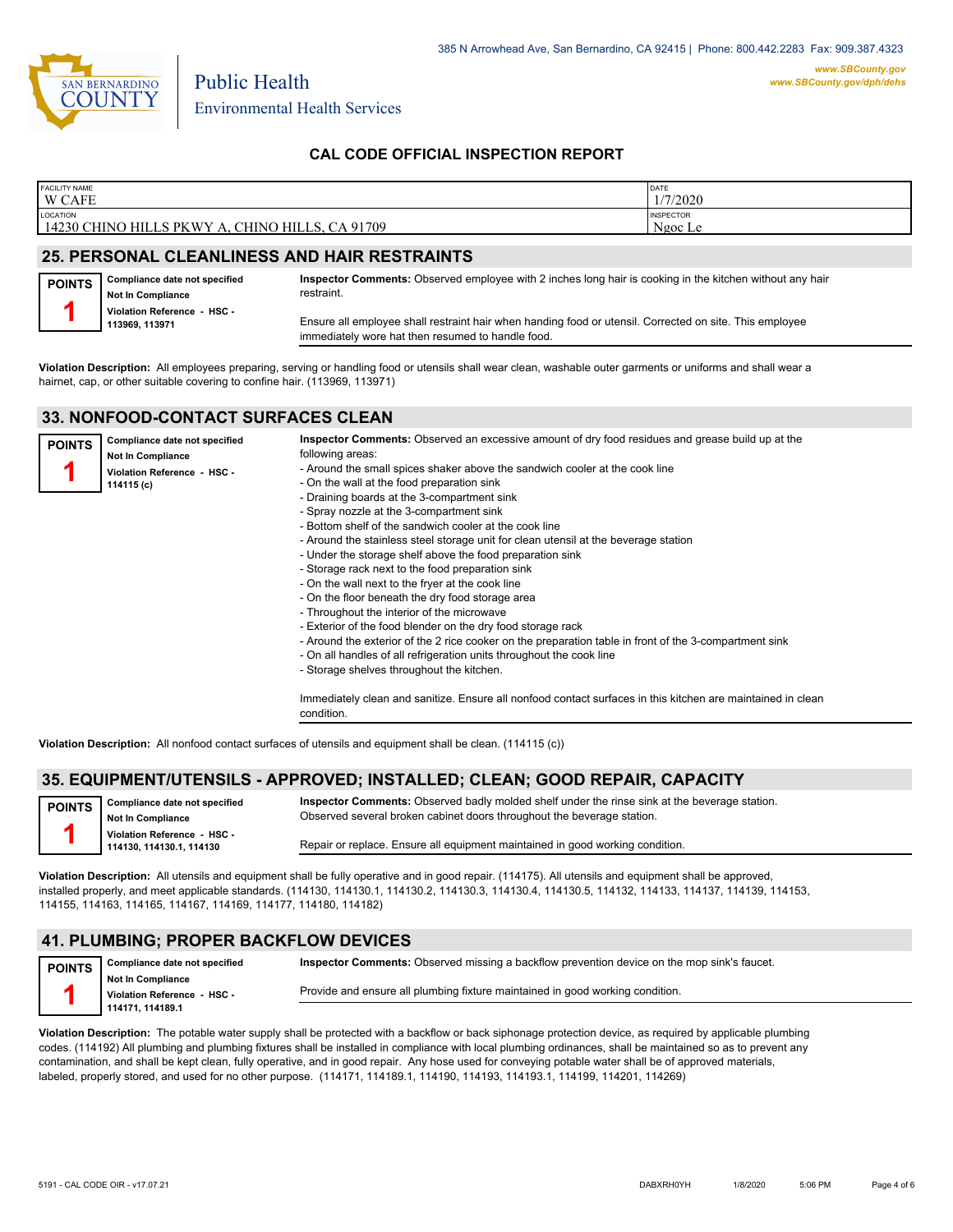385 N Arrowhead Ave, San Bernardino, CA 92415 | Phone: 800.442.2283 Fax: 909.387.4323

www.SBCounty.gov
www.SBCounty.gov/dph/dehs

San Bernardino County

Public Health
Environmental Health Services

## CAL CODE OFFICIAL INSPECTION REPORT

| FACILITY NAME | DATE |
|---|---|
| W CAFE | 1/7/2020 |
| **LOCATION** | **INSPECTOR** |
| 14230 CHINO HILLS PKWY A, CHINO HILLS, CA 91709 | Ngoc Le |

## 25. PERSONAL CLEANLINESS AND HAIR RESTRAINTS

**POINTS 1**

**Compliance date not specified**
**Not In Compliance**
**Violation Reference - HSC - 113969, 113971**

**Inspector Comments:** Observed employee with 2 inches long hair is cooking in the kitchen without any hair restraint.

Ensure all employee shall restraint hair when handing food or utensil. Corrected on site. This employee immediately wore hat then resumed to handle food.

**Violation Description:** All employees preparing, serving or handling food or utensils shall wear clean, washable outer garments or uniforms and shall wear a hairnet, cap, or other suitable covering to confine hair. (113969, 113971)

## 33. NONFOOD-CONTACT SURFACES CLEAN

**POINTS 1**

**Compliance date not specified**
**Not In Compliance**
**Violation Reference - HSC - 114115 (c)**

**Inspector Comments:** Observed an excessive amount of dry food residues and grease build up at the following areas:
- Around the small spices shaker above the sandwich cooler at the cook line
- On the wall at the food preparation sink
- Draining boards at the 3-compartment sink
- Spray nozzle at the 3-compartment sink
- Bottom shelf of the sandwich cooler at the cook line
- Around the stainless steel storage unit for clean utensil at the beverage station
- Under the storage shelf above the food preparation sink
- Storage rack next to the food preparation sink
- On the wall next to the fryer at the cook line
- On the floor beneath the dry food storage area
- Throughout the interior of the microwave
- Exterior of the food blender on the dry food storage rack
- Around the exterior of the 2 rice cooker on the preparation table in front of the 3-compartment sink
- On all handles of all refrigeration units throughout the cook line
- Storage shelves throughout the kitchen.

Immediately clean and sanitize. Ensure all nonfood contact surfaces in this kitchen are maintained in clean condition.

**Violation Description:** All nonfood contact surfaces of utensils and equipment shall be clean. (114115 (c))

## 35. EQUIPMENT/UTENSILS - APPROVED; INSTALLED; CLEAN; GOOD REPAIR, CAPACITY

**POINTS 1**

**Compliance date not specified**
**Not In Compliance**
**Violation Reference - HSC - 114130, 114130.1, 114130**

**Inspector Comments:** Observed badly molded shelf under the rinse sink at the beverage station. Observed several broken cabinet doors throughout the beverage station.

Repair or replace. Ensure all equipment maintained in good working condition.

**Violation Description:** All utensils and equipment shall be fully operative and in good repair. (114175). All utensils and equipment shall be approved, installed properly, and meet applicable standards. (114130, 114130.1, 114130.2, 114130.3, 114130.4, 114130.5, 114132, 114133, 114137, 114139, 114153, 114155, 114163, 114165, 114167, 114169, 114177, 114180, 114182)

## 41. PLUMBING; PROPER BACKFLOW DEVICES

**POINTS 1**

**Compliance date not specified**
**Not In Compliance**
**Violation Reference - HSC - 114171, 114189.1**

**Inspector Comments:** Observed missing a backflow prevention device on the mop sink's faucet.

Provide and ensure all plumbing fixture maintained in good working condition.

**Violation Description:** The potable water supply shall be protected with a backflow or back siphonage protection device, as required by applicable plumbing codes. (114192) All plumbing and plumbing fixtures shall be installed in compliance with local plumbing ordinances, shall be maintained so as to prevent any contamination, and shall be kept clean, fully operative, and in good repair. Any hose used for conveying potable water shall be of approved materials, labeled, properly stored, and used for no other purpose. (114171, 114189.1, 114190, 114193, 114193.1, 114199, 114201, 114269)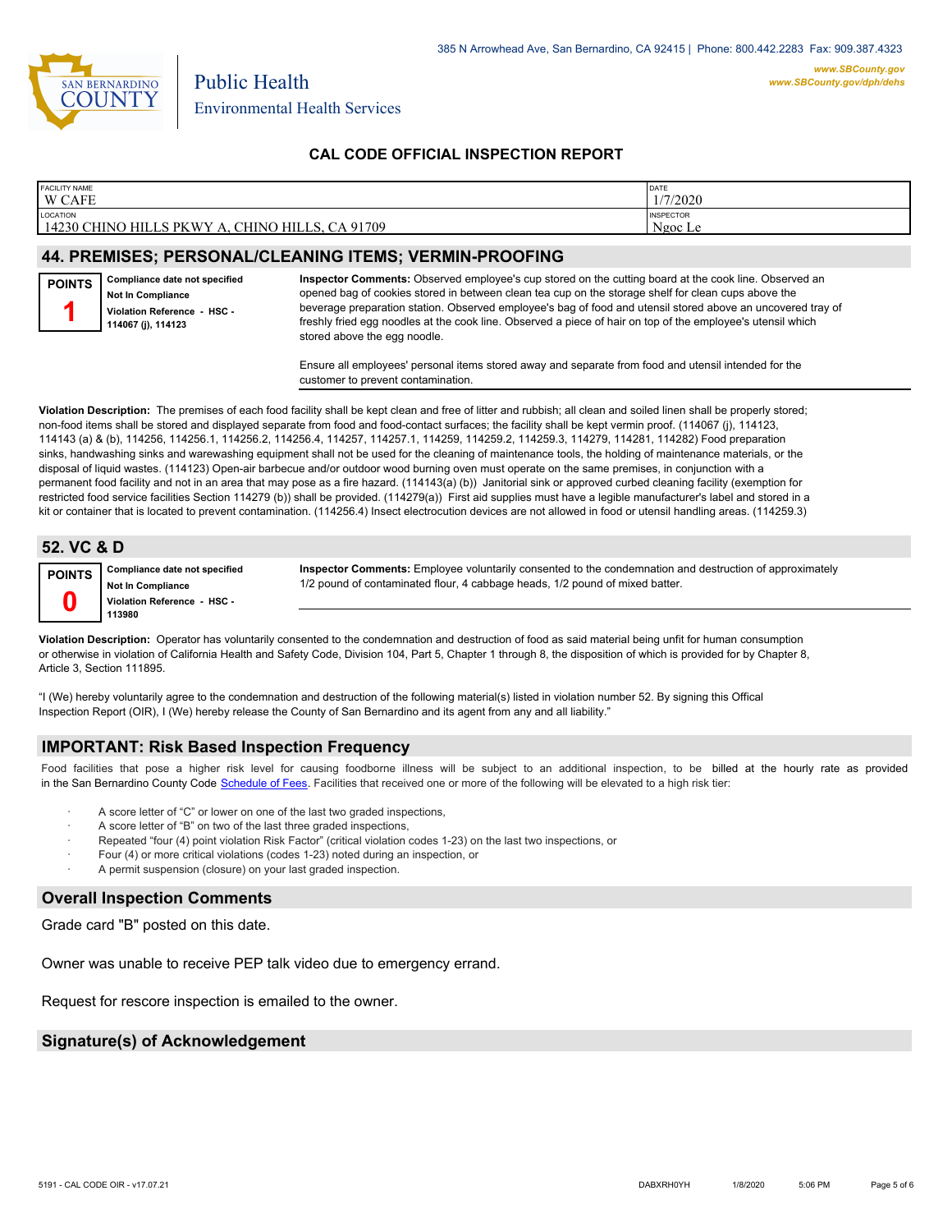385 N Arrowhead Ave, San Bernardino, CA 92415 | Phone: 800.442.2283 Fax: 909.387.4323

www.SBCounty.gov
www.SBCounty.gov/dph/dehs

SAN BERNARDINO COUNTY

Public Health
Environmental Health Services

# CAL CODE OFFICIAL INSPECTION REPORT

| FACILITY NAME | DATE |
|---|---|
| W CAFE | 1/7/2020 |
| LOCATION | INSPECTOR |
| 14230 CHINO HILLS PKWY A, CHINO HILLS, CA 91709 | Ngoc Le |

## 44. PREMISES; PERSONAL/CLEANING ITEMS; VERMIN-PROOFING

**POINTS**
**1**

**Compliance date not specified**
**Not In Compliance**
**Violation Reference - HSC - 114067 (j), 114123**

**Inspector Comments:** Observed employee's cup stored on the cutting board at the cook line. Observed an opened bag of cookies stored in between clean tea cup on the storage shelf for clean cups above the beverage preparation station. Observed employee's bag of food and utensil stored above an uncovered tray of freshly fried egg noodles at the cook line. Observed a piece of hair on top of the employee's utensil which stored above the egg noodle.

Ensure all employees' personal items stored away and separate from food and utensil intended for the customer to prevent contamination.

**Violation Description:** The premises of each food facility shall be kept clean and free of litter and rubbish; all clean and soiled linen shall be properly stored; non-food items shall be stored and displayed separate from food and food-contact surfaces; the facility shall be kept vermin proof. (114067 (j), 114123, 114143 (a) & (b), 114256, 114256.1, 114256.2, 114256.4, 114257, 114257.1, 114259, 114259.2, 114259.3, 114279, 114281, 114282) Food preparation sinks, handwashing sinks and warewashing equipment shall not be used for the cleaning of maintenance tools, the holding of maintenance materials, or the disposal of liquid wastes. (114123) Open-air barbecue and/or outdoor wood burning oven must operate on the same premises, in conjunction with a permanent food facility and not in an area that may pose as a fire hazard. (114143(a) (b)) Janitorial sink or approved curbed cleaning facility (exemption for restricted food service facilities Section 114279 (b)) shall be provided. (114279(a)) First aid supplies must have a legible manufacturer's label and stored in a kit or container that is located to prevent contamination. (114256.4) Insect electrocution devices are not allowed in food or utensil handling areas. (114259.3)

## 52. VC & D

**POINTS**
**0**

**Compliance date not specified**
**Not In Compliance**
**Violation Reference - HSC - 113980**

**Inspector Comments:** Employee voluntarily consented to the condemnation and destruction of approximately 1/2 pound of contaminated flour, 4 cabbage heads, 1/2 pound of mixed batter.

**Violation Description:** Operator has voluntarily consented to the condemnation and destruction of food as said material being unfit for human consumption or otherwise in violation of California Health and Safety Code, Division 104, Part 5, Chapter 1 through 8, the disposition of which is provided for by Chapter 8, Article 3, Section 111895.

"I (We) hereby voluntarily agree to the condemnation and destruction of the following material(s) listed in violation number 52. By signing this Offical Inspection Report (OIR), I (We) hereby release the County of San Bernardino and its agent from any and all liability."

## IMPORTANT: Risk Based Inspection Frequency

Food facilities that pose a higher risk level for causing foodborne illness will be subject to an additional inspection, to be billed at the hourly rate as provided in the San Bernardino County Code Schedule of Fees. Facilities that received one or more of the following will be elevated to a high risk tier:

- A score letter of "C" or lower on one of the last two graded inspections,
- A score letter of "B" on two of the last three graded inspections,
- Repeated "four (4) point violation Risk Factor" (critical violation codes 1-23) on the last two inspections, or
- Four (4) or more critical violations (codes 1-23) noted during an inspection, or
- A permit suspension (closure) on your last graded inspection.

## Overall Inspection Comments

Grade card "B" posted on this date.

Owner was unable to receive PEP talk video due to emergency errand.

Request for rescore inspection is emailed to the owner.

## Signature(s) of Acknowledgement

5191 - CAL CODE OIR - v17.07.21 DABXRH0YH 1/8/2020 5:06 PM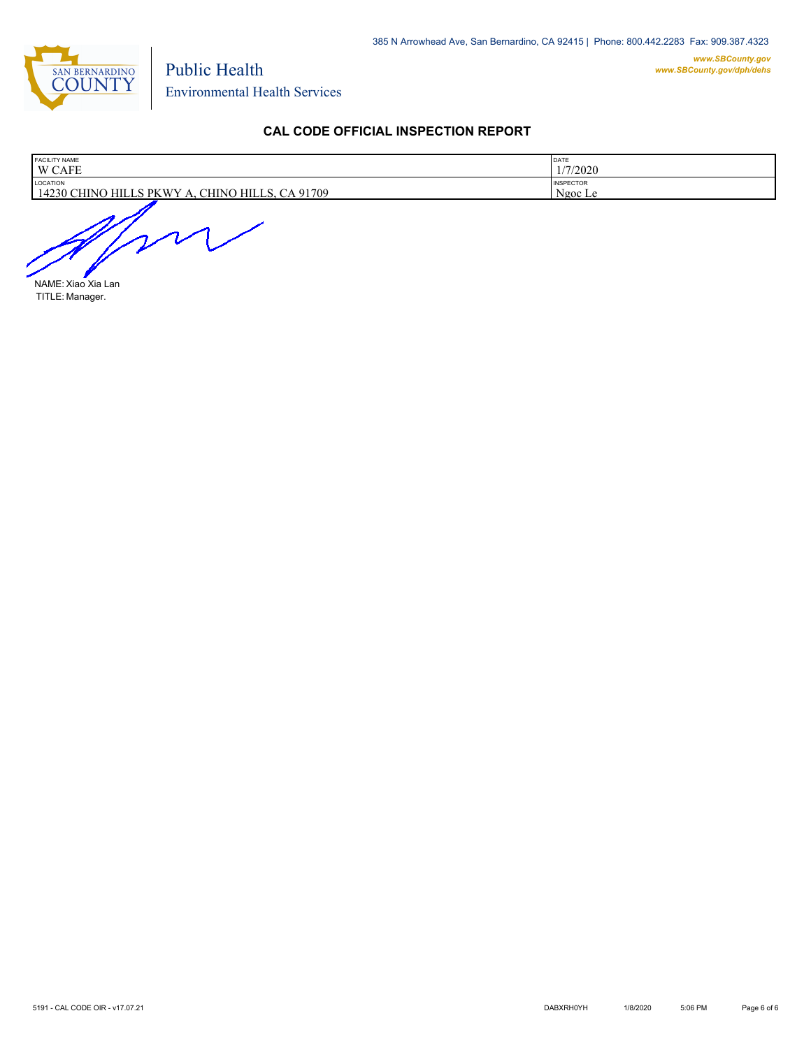385 N Arrowhead Ave, San Bernardino, CA 92415 | Phone: 800.442.2283 Fax: 909.387.4323

SAN BERNARDINO COUNTY

Public Health
Environmental Health Services

*www.SBCounty.gov*
*www.SBCounty.gov/dph/dehs*

### CAL CODE OFFICIAL INSPECTION REPORT

| | |
|---|---|
| FACILITY NAME<br>W CAFE | DATE<br>1/7/2020 |
| LOCATION<br>14230 CHINO HILLS PKWY A, CHINO HILLS, CA 91709 | INSPECTOR<br>Ngoc Le |

NAME: Xiao Xia Lan
TITLE: Manager.

5191 - CAL CODE OIR - v17.07.21 DABXRH0YH 1/8/2020 5:06 PM